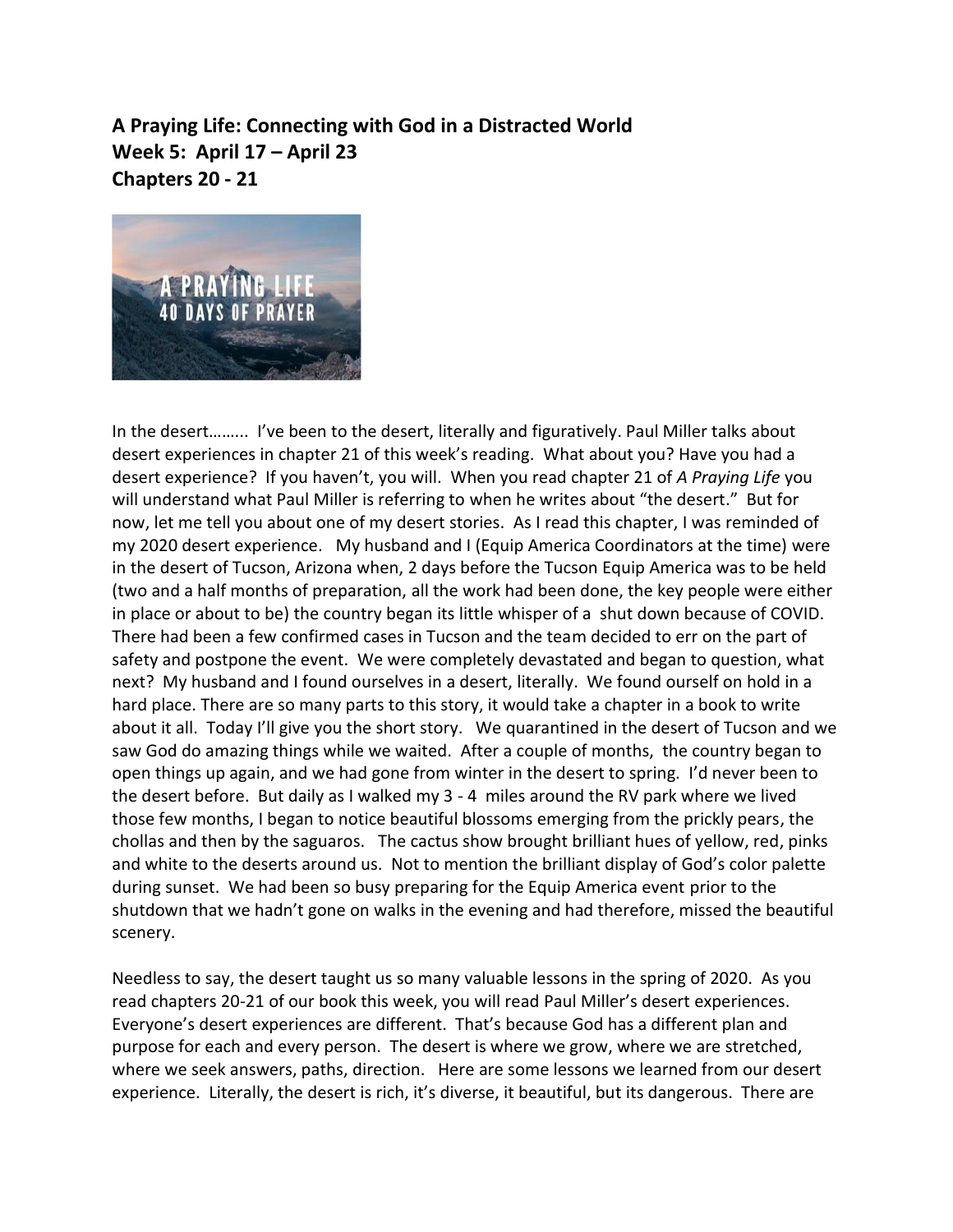**A Praying Life: Connecting with God in a Distracted World**
**Week 5: April 17 – April 23**
**Chapters 20 - 21**

In the desert……... I've been to the desert, literally and figuratively. Paul Miller talks about desert experiences in chapter 21 of this week's reading. What about you? Have you had a desert experience? If you haven't, you will. When you read chapter 21 of *A Praying Life* you will understand what Paul Miller is referring to when he writes about "the desert." But for now, let me tell you about one of my desert stories. As I read this chapter, I was reminded of my 2020 desert experience. My husband and I (Equip America Coordinators at the time) were in the desert of Tucson, Arizona when, 2 days before the Tucson Equip America was to be held (two and a half months of preparation, all the work had been done, the key people were either in place or about to be) the country began its little whisper of a shut down because of COVID. There had been a few confirmed cases in Tucson and the team decided to err on the part of safety and postpone the event. We were completely devastated and began to question, what next? My husband and I found ourselves in a desert, literally. We found ourself on hold in a hard place. There are so many parts to this story, it would take a chapter in a book to write about it all. Today I'll give you the short story. We quarantined in the desert of Tucson and we saw God do amazing things while we waited. After a couple of months, the country began to open things up again, and we had gone from winter in the desert to spring. I'd never been to the desert before. But daily as I walked my 3 - 4 miles around the RV park where we lived those few months, I began to notice beautiful blossoms emerging from the prickly pears, the chollas and then by the saguaros. The cactus show brought brilliant hues of yellow, red, pinks and white to the deserts around us. Not to mention the brilliant display of God's color palette during sunset. We had been so busy preparing for the Equip America event prior to the shutdown that we hadn't gone on walks in the evening and had therefore, missed the beautiful scenery.

Needless to say, the desert taught us so many valuable lessons in the spring of 2020. As you read chapters 20-21 of our book this week, you will read Paul Miller's desert experiences. Everyone's desert experiences are different. That's because God has a different plan and purpose for each and every person. The desert is where we grow, where we are stretched, where we seek answers, paths, direction. Here are some lessons we learned from our desert experience. Literally, the desert is rich, it's diverse, it beautiful, but its dangerous. There are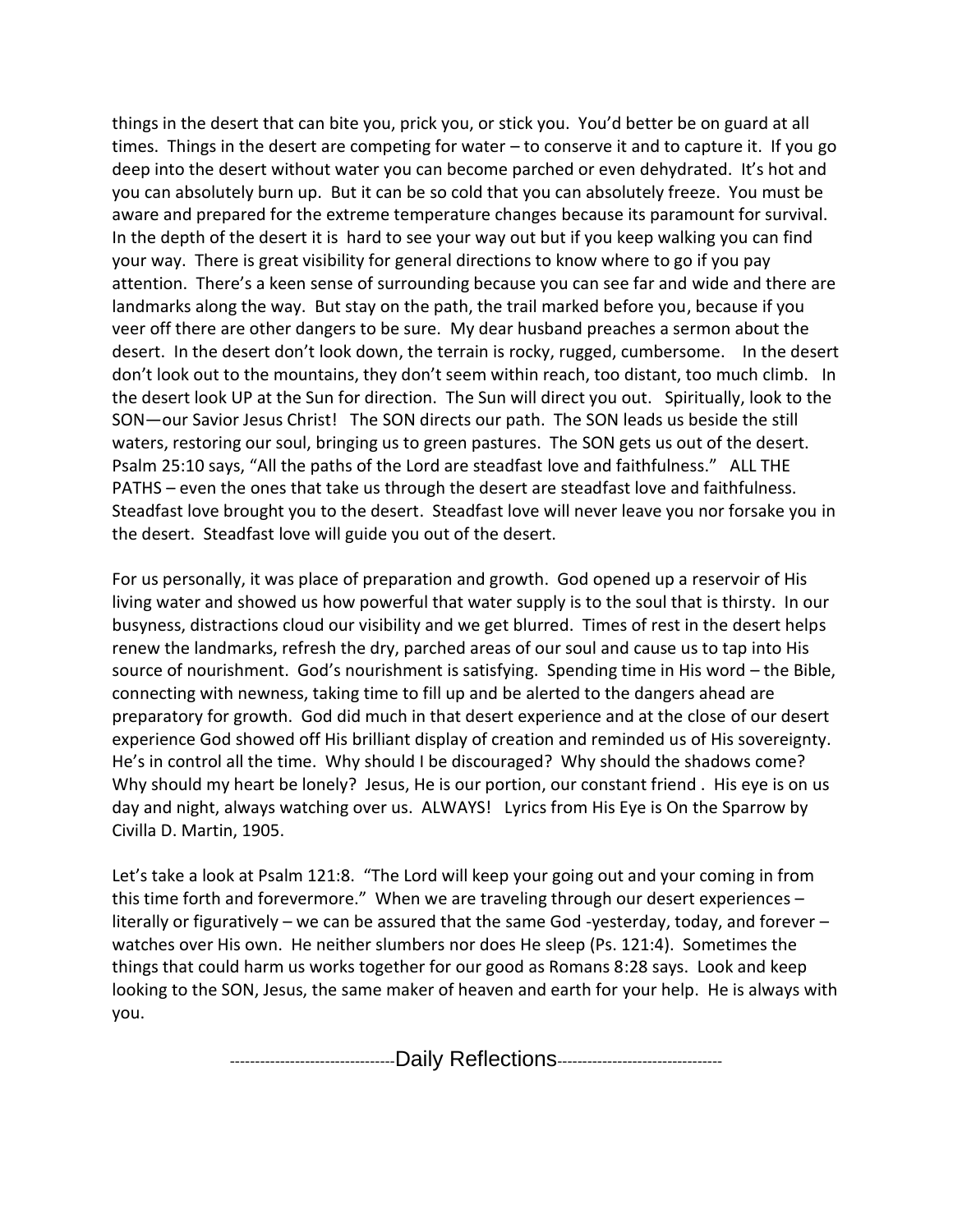things in the desert that can bite you, prick you, or stick you. You'd better be on guard at all times. Things in the desert are competing for water – to conserve it and to capture it. If you go deep into the desert without water you can become parched or even dehydrated. It's hot and you can absolutely burn up. But it can be so cold that you can absolutely freeze. You must be aware and prepared for the extreme temperature changes because its paramount for survival. In the depth of the desert it is hard to see your way out but if you keep walking you can find your way. There is great visibility for general directions to know where to go if you pay attention. There's a keen sense of surrounding because you can see far and wide and there are landmarks along the way. But stay on the path, the trail marked before you, because if you veer off there are other dangers to be sure. My dear husband preaches a sermon about the desert. In the desert don't look down, the terrain is rocky, rugged, cumbersome. In the desert don't look out to the mountains, they don't seem within reach, too distant, too much climb. In the desert look UP at the Sun for direction. The Sun will direct you out. Spiritually, look to the SON—our Savior Jesus Christ! The SON directs our path. The SON leads us beside the still waters, restoring our soul, bringing us to green pastures. The SON gets us out of the desert. Psalm 25:10 says, "All the paths of the Lord are steadfast love and faithfulness." ALL THE PATHS – even the ones that take us through the desert are steadfast love and faithfulness. Steadfast love brought you to the desert. Steadfast love will never leave you nor forsake you in the desert. Steadfast love will guide you out of the desert.

For us personally, it was place of preparation and growth. God opened up a reservoir of His living water and showed us how powerful that water supply is to the soul that is thirsty. In our busyness, distractions cloud our visibility and we get blurred. Times of rest in the desert helps renew the landmarks, refresh the dry, parched areas of our soul and cause us to tap into His source of nourishment. God's nourishment is satisfying. Spending time in His word – the Bible, connecting with newness, taking time to fill up and be alerted to the dangers ahead are preparatory for growth. God did much in that desert experience and at the close of our desert experience God showed off His brilliant display of creation and reminded us of His sovereignty. He's in control all the time. Why should I be discouraged? Why should the shadows come? Why should my heart be lonely? Jesus, He is our portion, our constant friend . His eye is on us day and night, always watching over us. ALWAYS! Lyrics from His Eye is On the Sparrow by Civilla D. Martin, 1905.

Let's take a look at Psalm 121:8. "The Lord will keep your going out and your coming in from this time forth and forevermore." When we are traveling through our desert experiences – literally or figuratively – we can be assured that the same God -yesterday, today, and forever – watches over His own. He neither slumbers nor does He sleep (Ps. 121:4). Sometimes the things that could harm us works together for our good as Romans 8:28 says. Look and keep looking to the SON, Jesus, the same maker of heaven and earth for your help. He is always with you.

--------------------------------Daily Reflections--------------------------------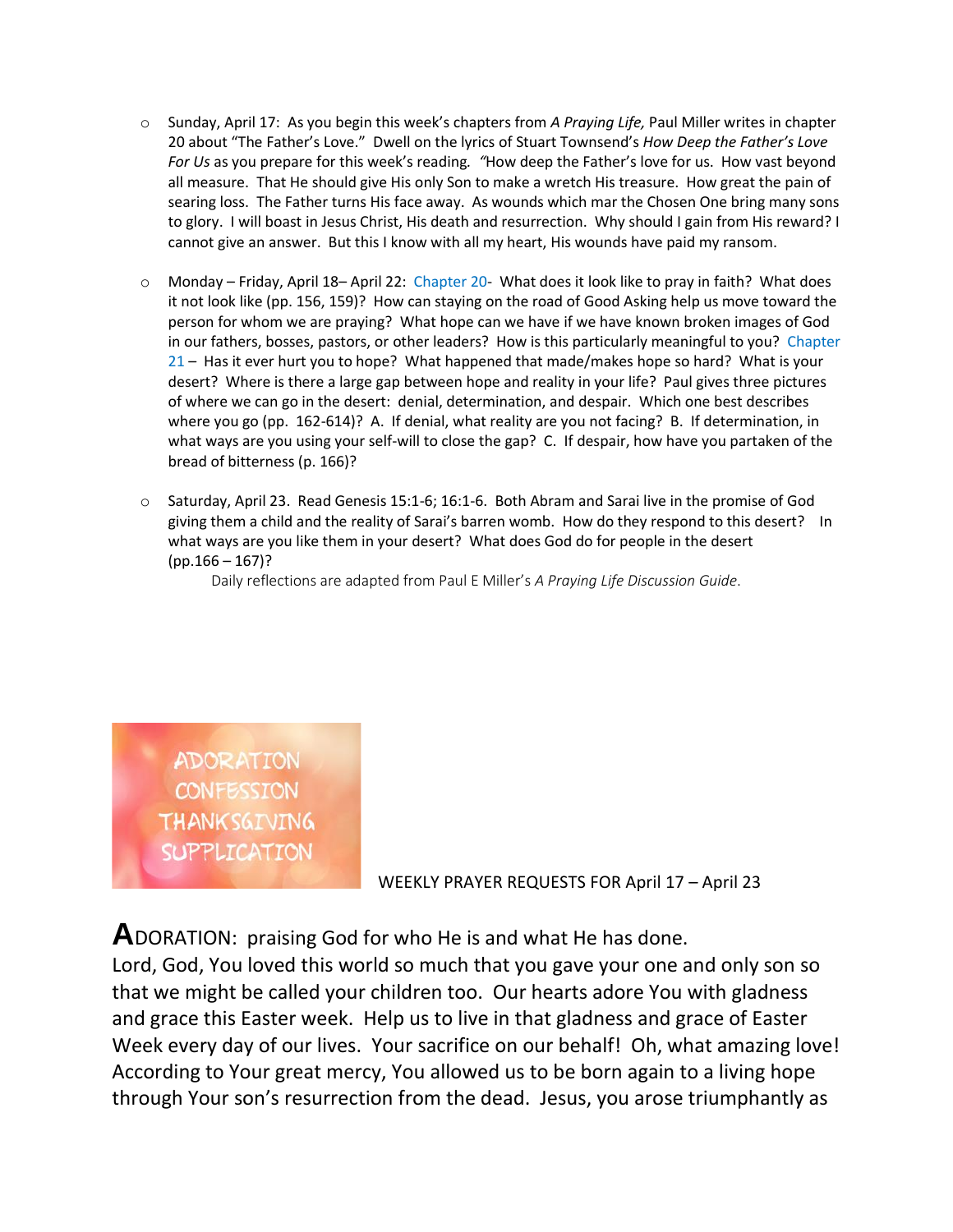- Sunday, April 17: As you begin this week's chapters from *A Praying Life,* Paul Miller writes in chapter 20 about "The Father's Love." Dwell on the lyrics of Stuart Townsend's *How Deep the Father's Love For Us* as you prepare for this week's reading. *"*How deep the Father's love for us. How vast beyond all measure. That He should give His only Son to make a wretch His treasure. How great the pain of searing loss. The Father turns His face away. As wounds which mar the Chosen One bring many sons to glory. I will boast in Jesus Christ, His death and resurrection. Why should I gain from His reward? I cannot give an answer. But this I know with all my heart, His wounds have paid my ransom.

- Monday – Friday, April 18– April 22: Chapter 20- What does it look like to pray in faith? What does it not look like (pp. 156, 159)? How can staying on the road of Good Asking help us move toward the person for whom we are praying? What hope can we have if we have known broken images of God in our fathers, bosses, pastors, or other leaders? How is this particularly meaningful to you? Chapter 21 – Has it ever hurt you to hope? What happened that made/makes hope so hard? What is your desert? Where is there a large gap between hope and reality in your life? Paul gives three pictures of where we can go in the desert: denial, determination, and despair. Which one best describes where you go (pp. 162-614)? A. If denial, what reality are you not facing? B. If determination, in what ways are you using your self-will to close the gap? C. If despair, how have you partaken of the bread of bitterness (p. 166)?

- Saturday, April 23. Read Genesis 15:1-6; 16:1-6. Both Abram and Sarai live in the promise of God giving them a child and the reality of Sarai's barren womb. How do they respond to this desert? In what ways are you like them in your desert? What does God do for people in the desert (pp.166 – 167)?

  Daily reflections are adapted from Paul E Miller's *A Praying Life Discussion Guide*.

ADORATION
CONFESSION
THANKSGIVING
SUPPLICATION

WEEKLY PRAYER REQUESTS FOR April 17 – April 23

**A**DORATION: praising God for who He is and what He has done.
Lord, God, You loved this world so much that you gave your one and only son so that we might be called your children too. Our hearts adore You with gladness and grace this Easter week. Help us to live in that gladness and grace of Easter Week every day of our lives. Your sacrifice on our behalf! Oh, what amazing love! According to Your great mercy, You allowed us to be born again to a living hope through Your son's resurrection from the dead. Jesus, you arose triumphantly as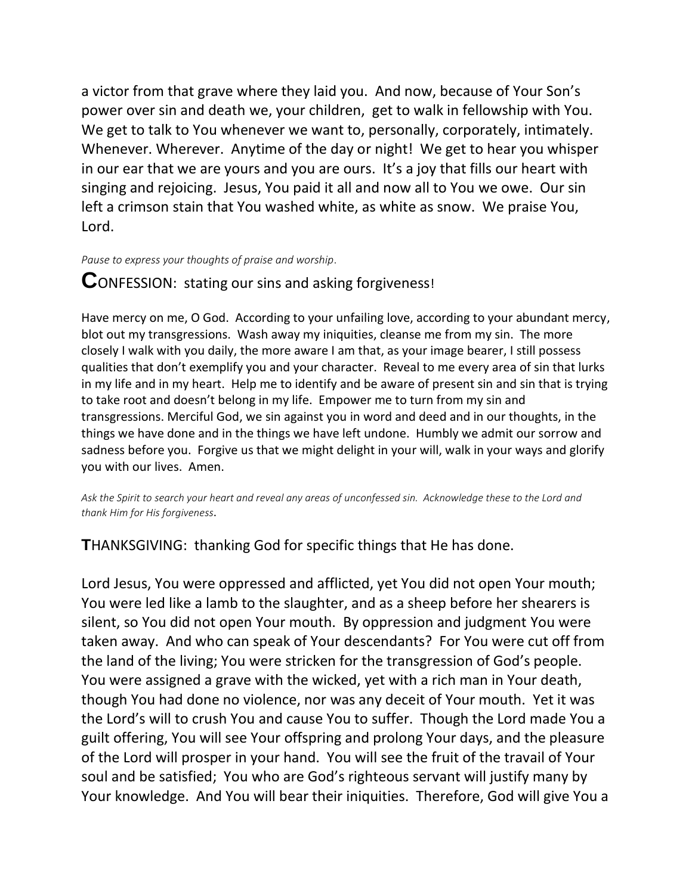a victor from that grave where they laid you. And now, because of Your Son's power over sin and death we, your children, get to walk in fellowship with You. We get to talk to You whenever we want to, personally, corporately, intimately. Whenever. Wherever. Anytime of the day or night! We get to hear you whisper in our ear that we are yours and you are ours. It's a joy that fills our heart with singing and rejoicing. Jesus, You paid it all and now all to You we owe. Our sin left a crimson stain that You washed white, as white as snow. We praise You, Lord.

*Pause to express your thoughts of praise and worship.*

## **C**ONFESSION: stating our sins and asking forgiveness!

Have mercy on me, O God. According to your unfailing love, according to your abundant mercy, blot out my transgressions. Wash away my iniquities, cleanse me from my sin. The more closely I walk with you daily, the more aware I am that, as your image bearer, I still possess qualities that don't exemplify you and your character. Reveal to me every area of sin that lurks in my life and in my heart. Help me to identify and be aware of present sin and sin that is trying to take root and doesn't belong in my life. Empower me to turn from my sin and transgressions. Merciful God, we sin against you in word and deed and in our thoughts, in the things we have done and in the things we have left undone. Humbly we admit our sorrow and sadness before you. Forgive us that we might delight in your will, walk in your ways and glorify you with our lives. Amen.

*Ask the Spirit to search your heart and reveal any areas of unconfessed sin. Acknowledge these to the Lord and thank Him for His forgiveness.*

## **T**HANKSGIVING: thanking God for specific things that He has done.

Lord Jesus, You were oppressed and afflicted, yet You did not open Your mouth; You were led like a lamb to the slaughter, and as a sheep before her shearers is silent, so You did not open Your mouth. By oppression and judgment You were taken away. And who can speak of Your descendants? For You were cut off from the land of the living; You were stricken for the transgression of God's people. You were assigned a grave with the wicked, yet with a rich man in Your death, though You had done no violence, nor was any deceit of Your mouth. Yet it was the Lord's will to crush You and cause You to suffer. Though the Lord made You a guilt offering, You will see Your offspring and prolong Your days, and the pleasure of the Lord will prosper in your hand. You will see the fruit of the travail of Your soul and be satisfied; You who are God's righteous servant will justify many by Your knowledge. And You will bear their iniquities. Therefore, God will give You a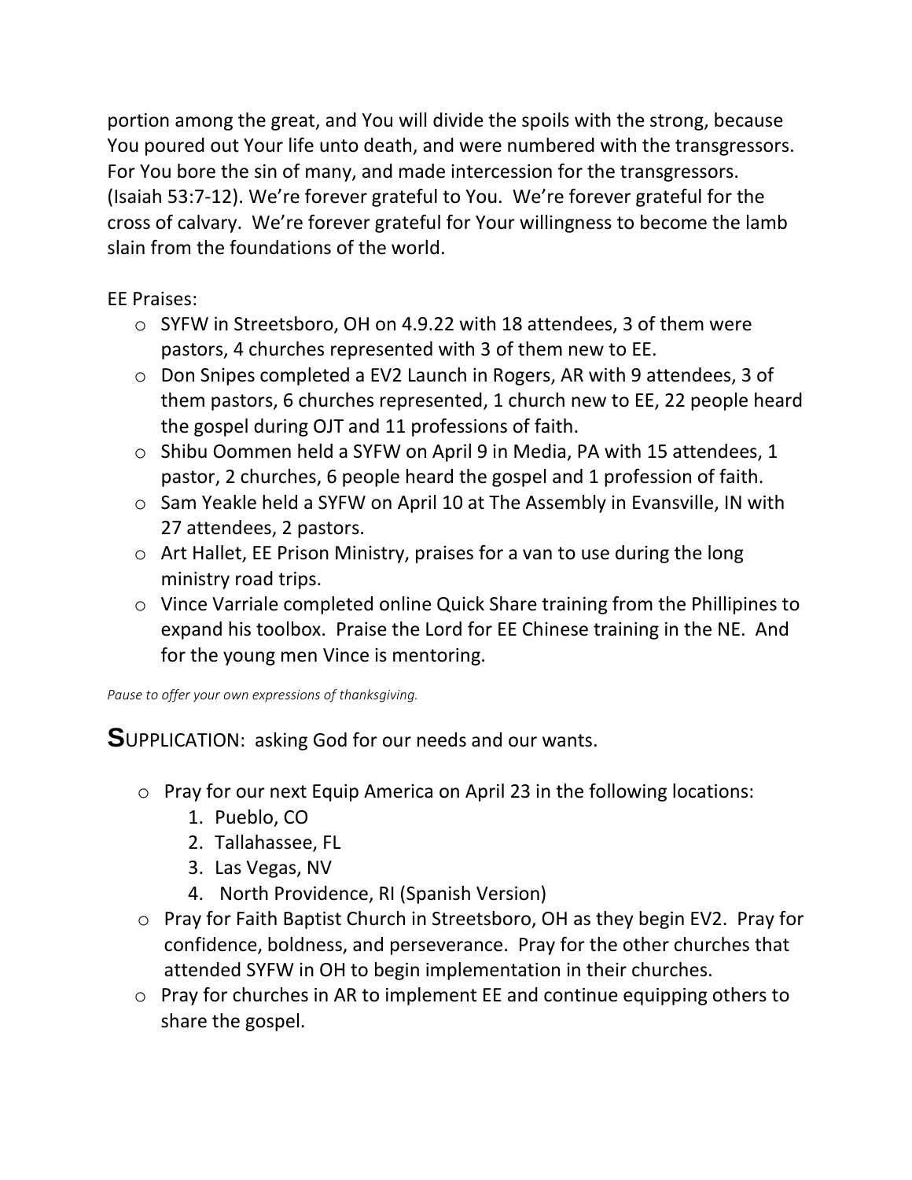portion among the great, and You will divide the spoils with the strong, because You poured out Your life unto death, and were numbered with the transgressors. For You bore the sin of many, and made intercession for the transgressors. (Isaiah 53:7-12). We're forever grateful to You. We're forever grateful for the cross of calvary. We're forever grateful for Your willingness to become the lamb slain from the foundations of the world.

EE Praises:

- SYFW in Streetsboro, OH on 4.9.22 with 18 attendees, 3 of them were pastors, 4 churches represented with 3 of them new to EE.
- Don Snipes completed a EV2 Launch in Rogers, AR with 9 attendees, 3 of them pastors, 6 churches represented, 1 church new to EE, 22 people heard the gospel during OJT and 11 professions of faith.
- Shibu Oommen held a SYFW on April 9 in Media, PA with 15 attendees, 1 pastor, 2 churches, 6 people heard the gospel and 1 profession of faith.
- Sam Yeakle held a SYFW on April 10 at The Assembly in Evansville, IN with 27 attendees, 2 pastors.
- Art Hallet, EE Prison Ministry, praises for a van to use during the long ministry road trips.
- Vince Varriale completed online Quick Share training from the Phillipines to expand his toolbox. Praise the Lord for EE Chinese training in the NE. And for the young men Vince is mentoring.

*Pause to offer your own expressions of thanksgiving.*

**S**UPPLICATION: asking God for our needs and our wants.

- Pray for our next Equip America on April 23 in the following locations:
  1. Pueblo, CO
  2. Tallahassee, FL
  3. Las Vegas, NV
  4. North Providence, RI (Spanish Version)
- Pray for Faith Baptist Church in Streetsboro, OH as they begin EV2. Pray for confidence, boldness, and perseverance. Pray for the other churches that attended SYFW in OH to begin implementation in their churches.
- Pray for churches in AR to implement EE and continue equipping others to share the gospel.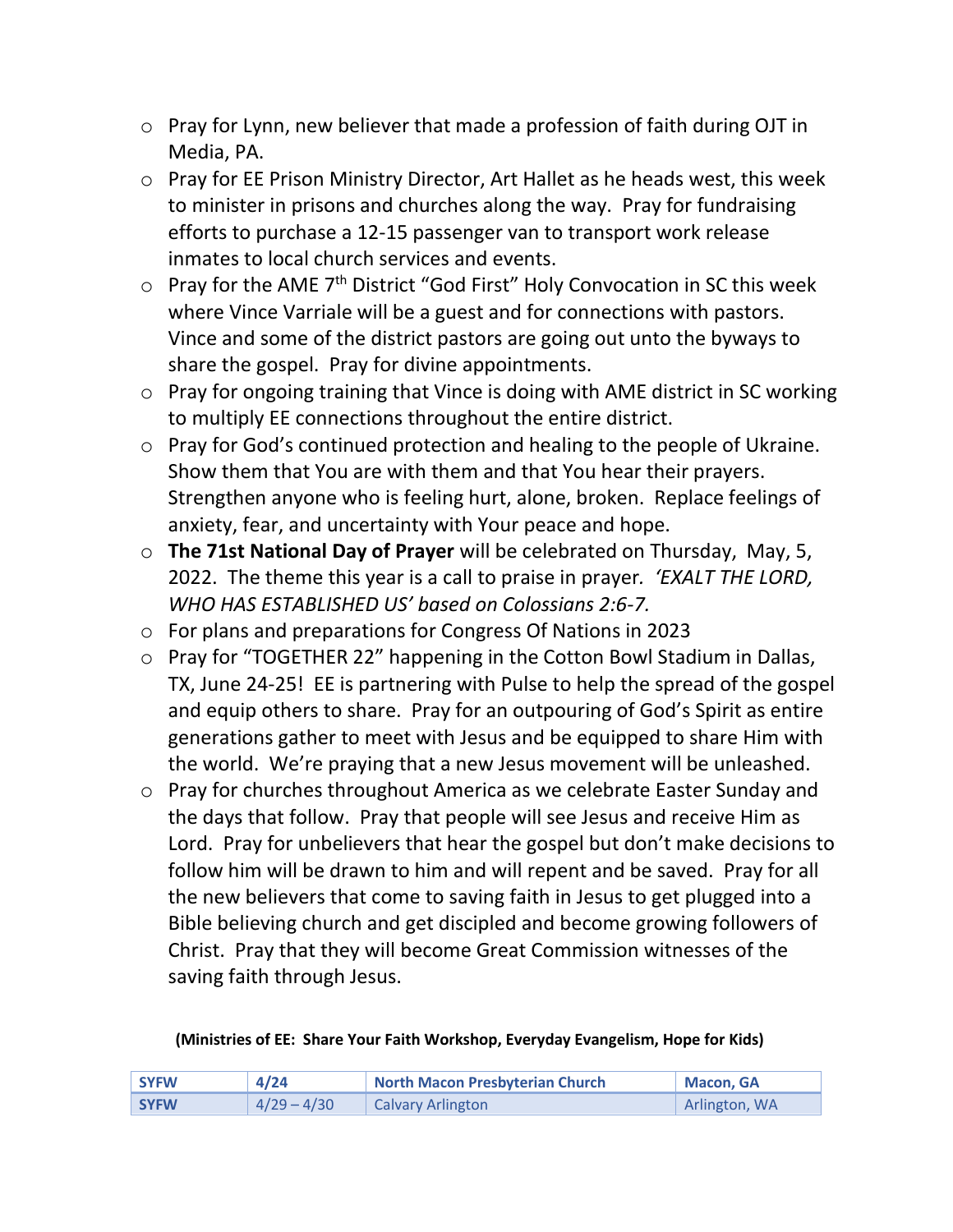- Pray for Lynn, new believer that made a profession of faith during OJT in Media, PA.
- Pray for EE Prison Ministry Director, Art Hallet as he heads west, this week to minister in prisons and churches along the way. Pray for fundraising efforts to purchase a 12-15 passenger van to transport work release inmates to local church services and events.
- Pray for the AME 7th District "God First" Holy Convocation in SC this week where Vince Varriale will be a guest and for connections with pastors. Vince and some of the district pastors are going out unto the byways to share the gospel. Pray for divine appointments.
- Pray for ongoing training that Vince is doing with AME district in SC working to multiply EE connections throughout the entire district.
- Pray for God's continued protection and healing to the people of Ukraine. Show them that You are with them and that You hear their prayers. Strengthen anyone who is feeling hurt, alone, broken. Replace feelings of anxiety, fear, and uncertainty with Your peace and hope.
- **The 71st National Day of Prayer** will be celebrated on Thursday, May, 5, 2022. The theme this year is a call to praise in prayer. *'EXALT THE LORD, WHO HAS ESTABLISHED US' based on Colossians 2:6-7.*
- For plans and preparations for Congress Of Nations in 2023
- Pray for "TOGETHER 22" happening in the Cotton Bowl Stadium in Dallas, TX, June 24-25! EE is partnering with Pulse to help the spread of the gospel and equip others to share. Pray for an outpouring of God's Spirit as entire generations gather to meet with Jesus and be equipped to share Him with the world. We're praying that a new Jesus movement will be unleashed.
- Pray for churches throughout America as we celebrate Easter Sunday and the days that follow. Pray that people will see Jesus and receive Him as Lord. Pray for unbelievers that hear the gospel but don't make decisions to follow him will be drawn to him and will repent and be saved. Pray for all the new believers that come to saving faith in Jesus to get plugged into a Bible believing church and get discipled and become growing followers of Christ. Pray that they will become Great Commission witnesses of the saving faith through Jesus.

**(Ministries of EE: Share Your Faith Workshop, Everyday Evangelism, Hope for Kids)**

| **SYFW** | **4/24** | **North Macon Presbyterian Church** | **Macon, GA** |
|---|---|---|---|
| **SYFW** | 4/29 – 4/30 | Calvary Arlington | Arlington, WA |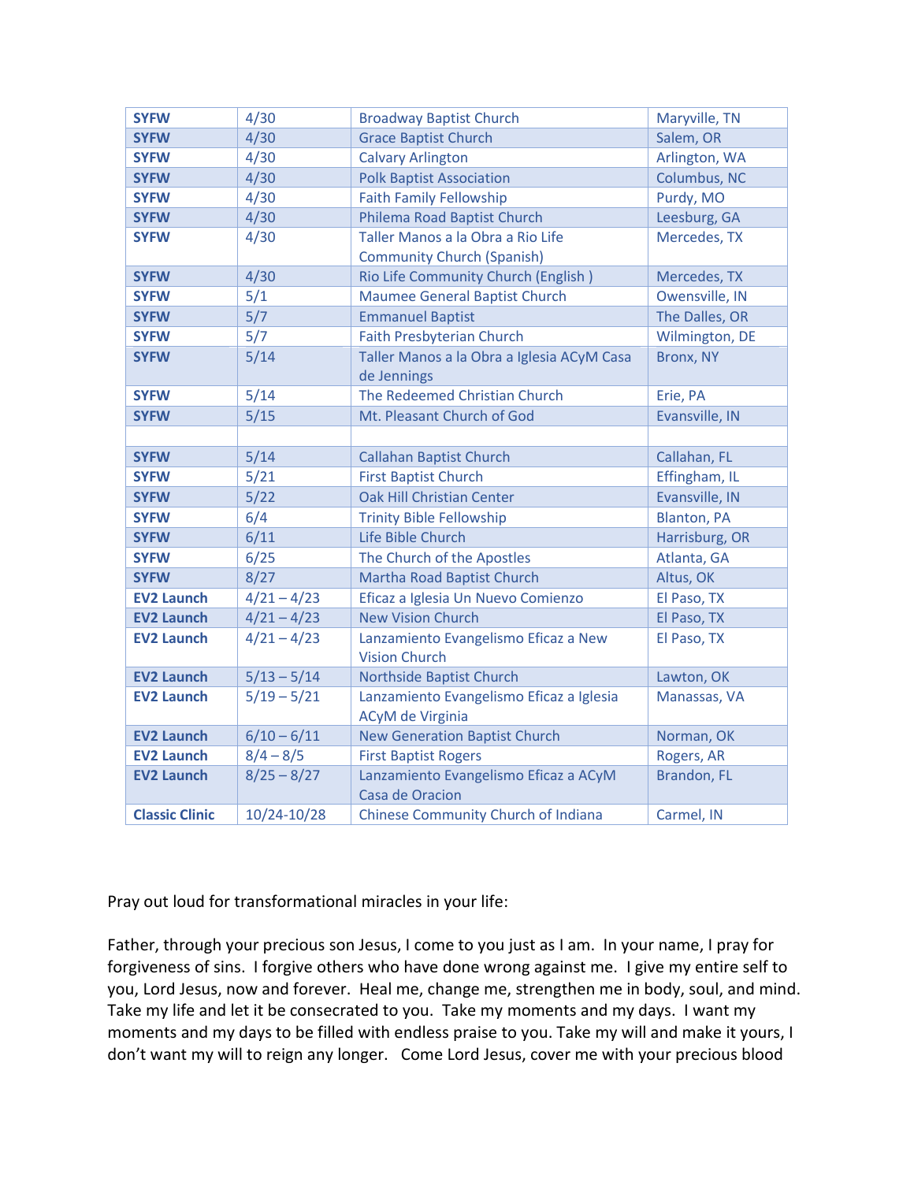| **SYFW** | 4/30 | Broadway Baptist Church | Maryville, TN |
|---|---|---|---|
| **SYFW** | 4/30 | Grace Baptist Church | Salem, OR |
| **SYFW** | 4/30 | Calvary Arlington | Arlington, WA |
| **SYFW** | 4/30 | Polk Baptist Association | Columbus, NC |
| **SYFW** | 4/30 | Faith Family Fellowship | Purdy, MO |
| **SYFW** | 4/30 | Philema Road Baptist Church | Leesburg, GA |
| **SYFW** | 4/30 | Taller Manos a la Obra a Rio Life Community Church (Spanish) | Mercedes, TX |
| **SYFW** | 4/30 | Rio Life Community Church (English ) | Mercedes, TX |
| **SYFW** | 5/1 | Maumee General Baptist Church | Owensville, IN |
| **SYFW** | 5/7 | Emmanuel Baptist | The Dalles, OR |
| **SYFW** | 5/7 | Faith Presbyterian Church | Wilmington, DE |
| **SYFW** | 5/14 | Taller Manos a la Obra a Iglesia ACyM Casa de Jennings | Bronx, NY |
| **SYFW** | 5/14 | The Redeemed Christian Church | Erie, PA |
| **SYFW** | 5/15 | Mt. Pleasant Church of God | Evansville, IN |
| | | | |
| **SYFW** | 5/14 | Callahan Baptist Church | Callahan, FL |
| **SYFW** | 5/21 | First Baptist Church | Effingham, IL |
| **SYFW** | 5/22 | Oak Hill Christian Center | Evansville, IN |
| **SYFW** | 6/4 | Trinity Bible Fellowship | Blanton, PA |
| **SYFW** | 6/11 | Life Bible Church | Harrisburg, OR |
| **SYFW** | 6/25 | The Church of the Apostles | Atlanta, GA |
| **SYFW** | 8/27 | Martha Road Baptist Church | Altus, OK |
| **EV2 Launch** | 4/21 – 4/23 | Eficaz a Iglesia Un Nuevo Comienzo | El Paso, TX |
| **EV2 Launch** | 4/21 – 4/23 | New Vision Church | El Paso, TX |
| **EV2 Launch** | 4/21 – 4/23 | Lanzamiento Evangelismo Eficaz a New Vision Church | El Paso, TX |
| **EV2 Launch** | 5/13 – 5/14 | Northside Baptist Church | Lawton, OK |
| **EV2 Launch** | 5/19 – 5/21 | Lanzamiento Evangelismo Eficaz a Iglesia ACyM de Virginia | Manassas, VA |
| **EV2 Launch** | 6/10 – 6/11 | New Generation Baptist Church | Norman, OK |
| **EV2 Launch** | 8/4 – 8/5 | First Baptist Rogers | Rogers, AR |
| **EV2 Launch** | 8/25 – 8/27 | Lanzamiento Evangelismo Eficaz a ACyM Casa de Oracion | Brandon, FL |
| **Classic Clinic** | 10/24-10/28 | Chinese Community Church of Indiana | Carmel, IN |

Pray out loud for transformational miracles in your life:

Father, through your precious son Jesus, I come to you just as I am. In your name, I pray for forgiveness of sins. I forgive others who have done wrong against me. I give my entire self to you, Lord Jesus, now and forever. Heal me, change me, strengthen me in body, soul, and mind. Take my life and let it be consecrated to you. Take my moments and my days. I want my moments and my days to be filled with endless praise to you. Take my will and make it yours, I don't want my will to reign any longer. Come Lord Jesus, cover me with your precious blood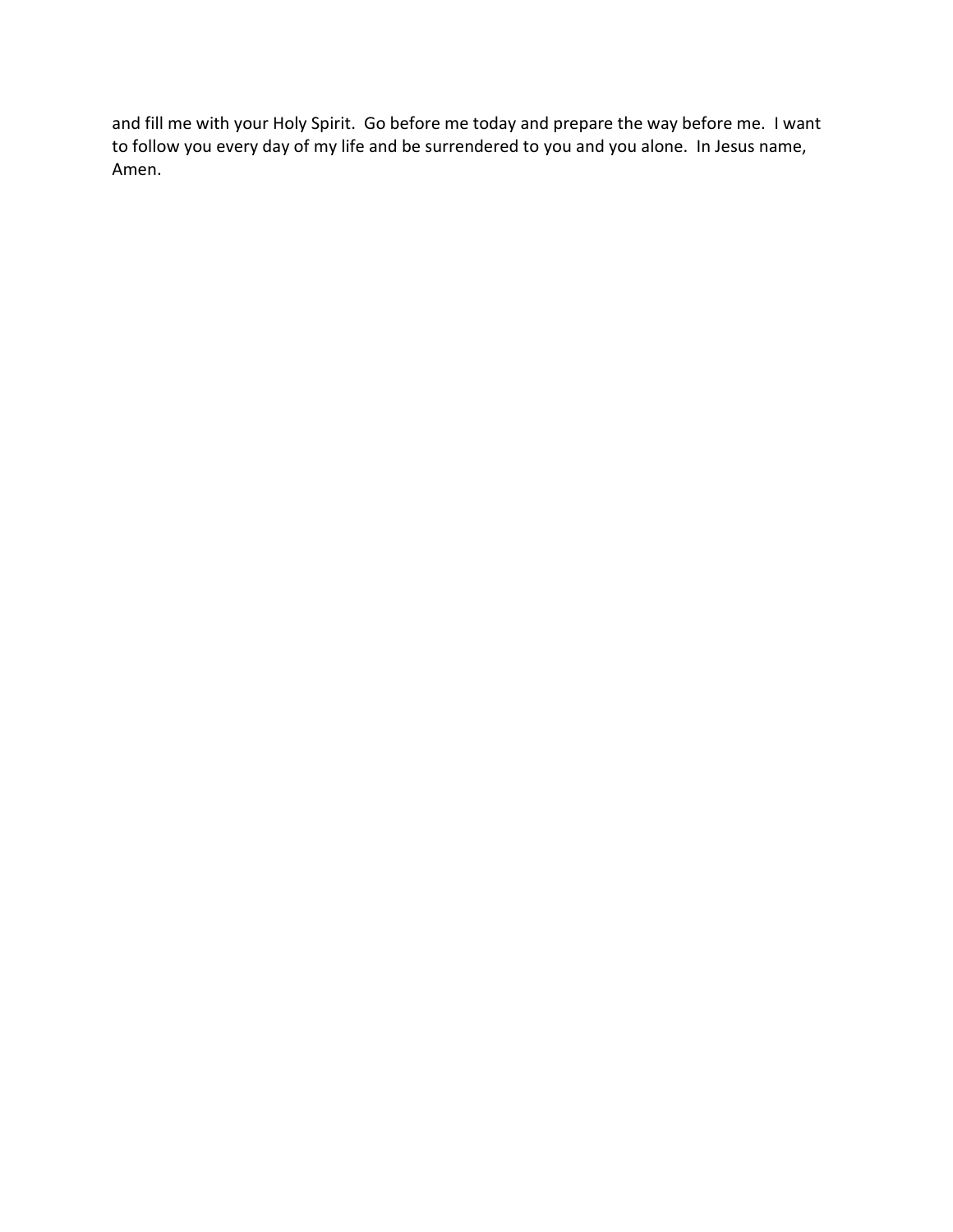and fill me with your Holy Spirit. Go before me today and prepare the way before me. I want to follow you every day of my life and be surrendered to you and you alone. In Jesus name, Amen.